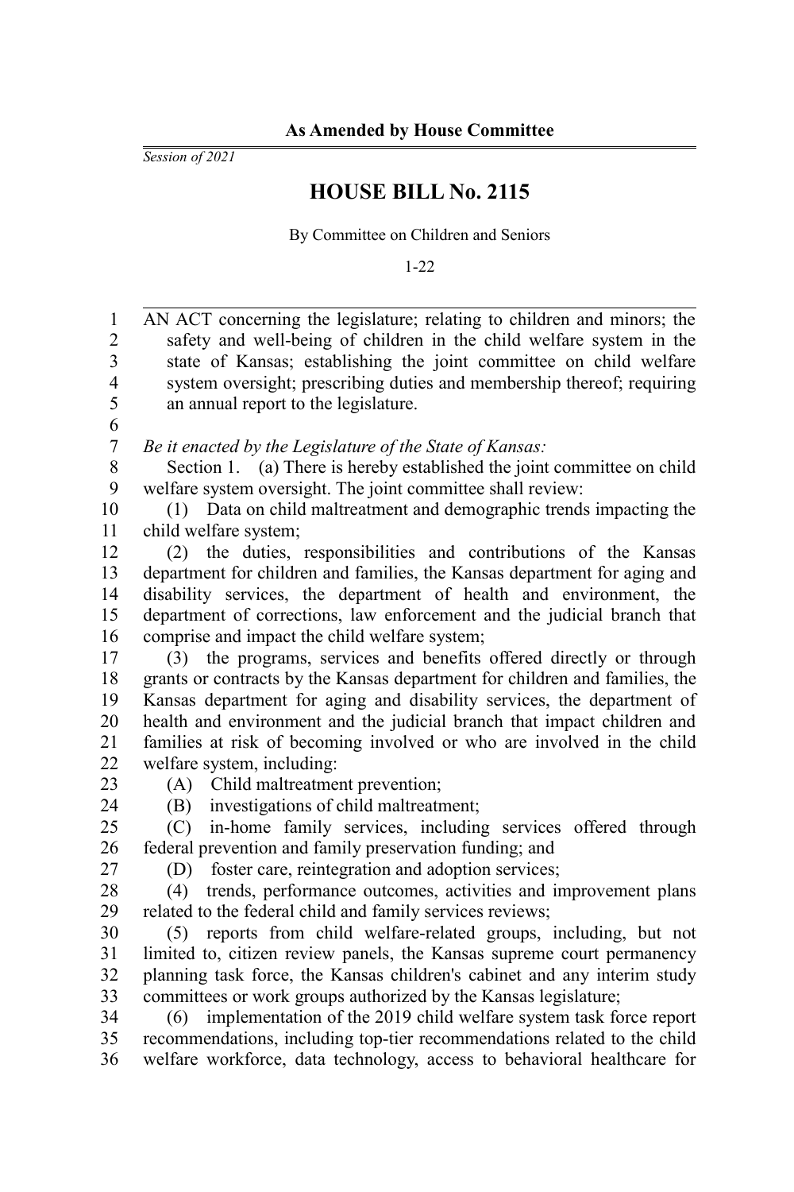**As Amended by House Committee**

*Session of 2021*

# HOUSE BILL No. 2115

By Committee on Children and Seniors

1-22

AN ACT concerning the legislature; relating to children and minors; the safety and well-being of children in the child welfare system in the state of Kansas; establishing the joint committee on child welfare system oversight; prescribing duties and membership thereof; requiring an annual report to the legislature.

*Be it enacted by the Legislature of the State of Kansas:*

Section 1. (a) There is hereby established the joint committee on child welfare system oversight. The joint committee shall review:

(1) Data on child maltreatment and demographic trends impacting the child welfare system;

(2) the duties, responsibilities and contributions of the Kansas department for children and families, the Kansas department for aging and disability services, the department of health and environment, the department of corrections, law enforcement and the judicial branch that comprise and impact the child welfare system;

(3) the programs, services and benefits offered directly or through grants or contracts by the Kansas department for children and families, the Kansas department for aging and disability services, the department of health and environment and the judicial branch that impact children and families at risk of becoming involved or who are involved in the child welfare system, including:

(A) Child maltreatment prevention;

(B) investigations of child maltreatment;

(C) in-home family services, including services offered through federal prevention and family preservation funding; and

(D) foster care, reintegration and adoption services;

(4) trends, performance outcomes, activities and improvement plans related to the federal child and family services reviews;

(5) reports from child welfare-related groups, including, but not limited to, citizen review panels, the Kansas supreme court permanency planning task force, the Kansas children's cabinet and any interim study committees or work groups authorized by the Kansas legislature;

(6) implementation of the 2019 child welfare system task force report recommendations, including top-tier recommendations related to the child welfare workforce, data technology, access to behavioral healthcare for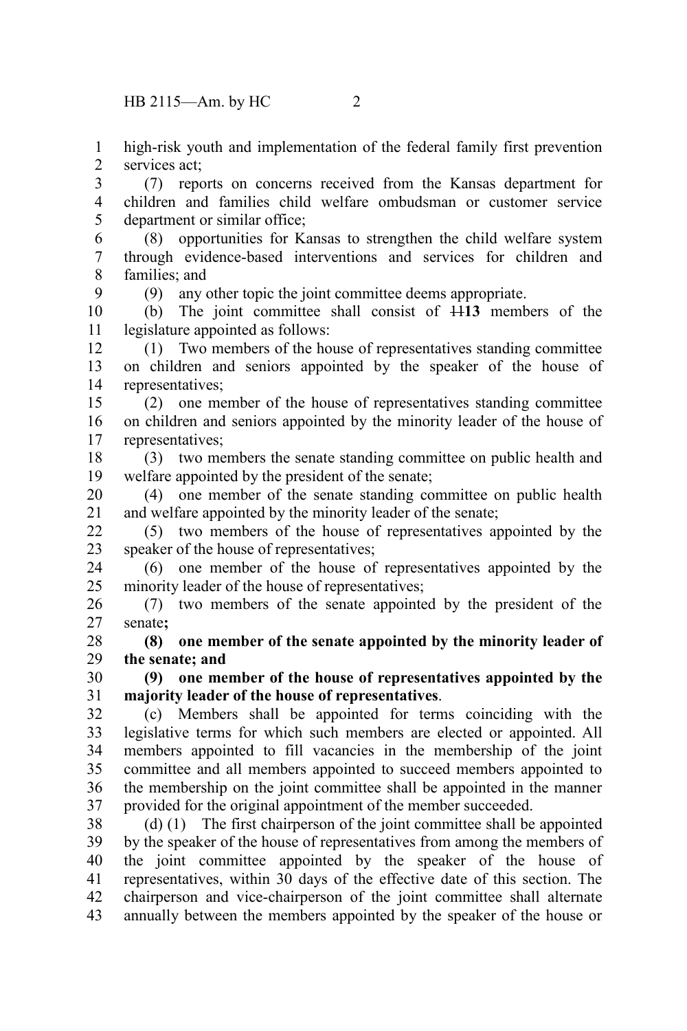high-risk youth and implementation of the federal family first prevention services act;

(7) reports on concerns received from the Kansas department for children and families child welfare ombudsman or customer service department or similar office;

(8) opportunities for Kansas to strengthen the child welfare system through evidence-based interventions and services for children and families; and

(9) any other topic the joint committee deems appropriate.

(b) The joint committee shall consist of ~~11~~**13** members of the legislature appointed as follows:

(1) Two members of the house of representatives standing committee on children and seniors appointed by the speaker of the house of representatives;

(2) one member of the house of representatives standing committee on children and seniors appointed by the minority leader of the house of representatives;

(3) two members the senate standing committee on public health and welfare appointed by the president of the senate;

(4) one member of the senate standing committee on public health and welfare appointed by the minority leader of the senate;

(5) two members of the house of representatives appointed by the speaker of the house of representatives;

(6) one member of the house of representatives appointed by the minority leader of the house of representatives;

(7) two members of the senate appointed by the president of the senate**;**

**(8) one member of the senate appointed by the minority leader of the senate; and**

**(9) one member of the house of representatives appointed by the majority leader of the house of representatives**.

(c) Members shall be appointed for terms coinciding with the legislative terms for which such members are elected or appointed. All members appointed to fill vacancies in the membership of the joint committee and all members appointed to succeed members appointed to the membership on the joint committee shall be appointed in the manner provided for the original appointment of the member succeeded.

(d) (1) The first chairperson of the joint committee shall be appointed by the speaker of the house of representatives from among the members of the joint committee appointed by the speaker of the house of representatives, within 30 days of the effective date of this section. The chairperson and vice-chairperson of the joint committee shall alternate annually between the members appointed by the speaker of the house or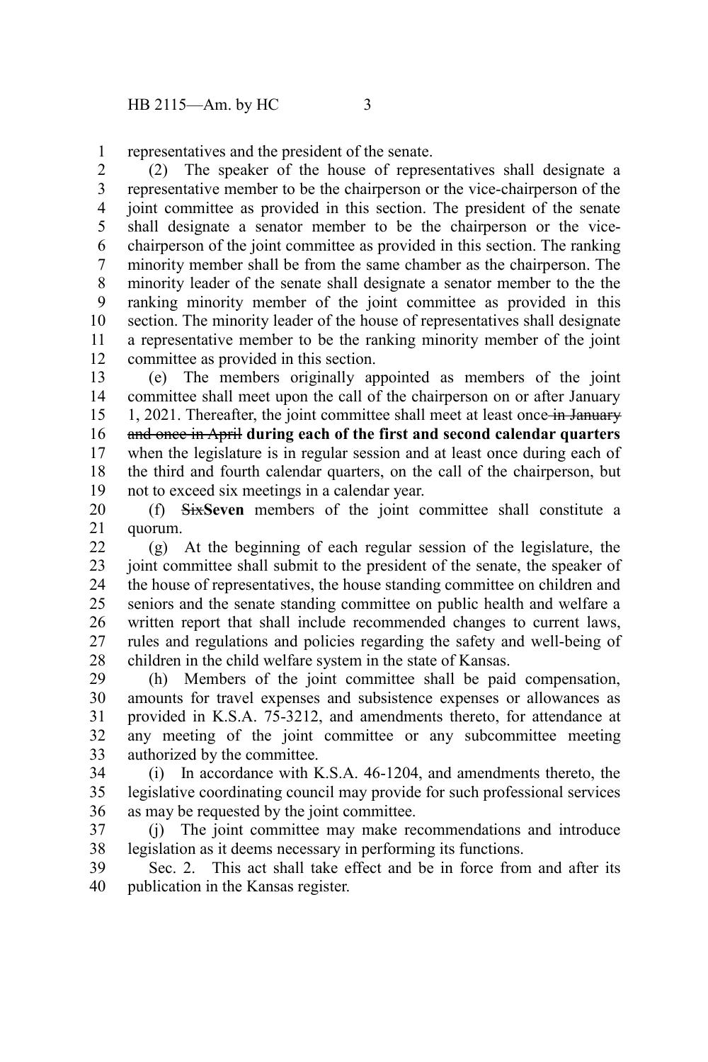representatives and the president of the senate.

(2) The speaker of the house of representatives shall designate a representative member to be the chairperson or the vice-chairperson of the joint committee as provided in this section. The president of the senate shall designate a senator member to be the chairperson or the vice-chairperson of the joint committee as provided in this section. The ranking minority member shall be from the same chamber as the chairperson. The minority leader of the senate shall designate a senator member to the the ranking minority member of the joint committee as provided in this section. The minority leader of the house of representatives shall designate a representative member to be the ranking minority member of the joint committee as provided in this section.

(e) The members originally appointed as members of the joint committee shall meet upon the call of the chairperson on or after January 1, 2021. Thereafter, the joint committee shall meet at least once ~~in January and once in April~~ **during each of the first and second calendar quarters** when the legislature is in regular session and at least once during each of the third and fourth calendar quarters, on the call of the chairperson, but not to exceed six meetings in a calendar year.

(f) ~~Six~~**Seven** members of the joint committee shall constitute a quorum.

(g) At the beginning of each regular session of the legislature, the joint committee shall submit to the president of the senate, the speaker of the house of representatives, the house standing committee on children and seniors and the senate standing committee on public health and welfare a written report that shall include recommended changes to current laws, rules and regulations and policies regarding the safety and well-being of children in the child welfare system in the state of Kansas.

(h) Members of the joint committee shall be paid compensation, amounts for travel expenses and subsistence expenses or allowances as provided in K.S.A. 75-3212, and amendments thereto, for attendance at any meeting of the joint committee or any subcommittee meeting authorized by the committee.

(i) In accordance with K.S.A. 46-1204, and amendments thereto, the legislative coordinating council may provide for such professional services as may be requested by the joint committee.

(j) The joint committee may make recommendations and introduce legislation as it deems necessary in performing its functions.

Sec. 2. This act shall take effect and be in force from and after its publication in the Kansas register.